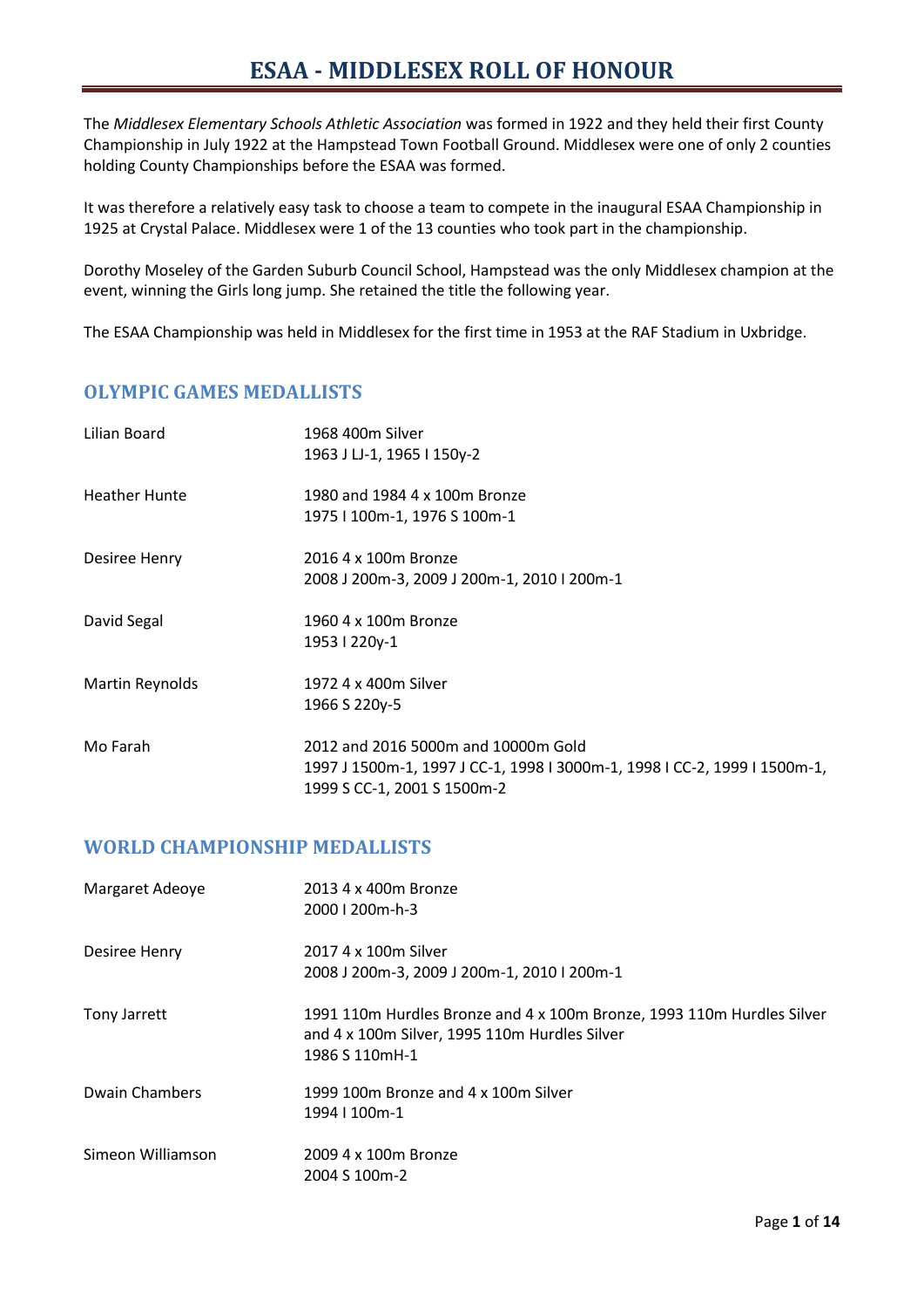# ESAA - MIDDLESEX ROLL OF HONOUR

The *Middlesex Elementary Schools Athletic Association* was formed in 1922 and they held their first County Championship in July 1922 at the Hampstead Town Football Ground. Middlesex were one of only 2 counties holding County Championships before the ESAA was formed.

It was therefore a relatively easy task to choose a team to compete in the inaugural ESAA Championship in 1925 at Crystal Palace. Middlesex were 1 of the 13 counties who took part in the championship.

Dorothy Moseley of the Garden Suburb Council School, Hampstead was the only Middlesex champion at the event, winning the Girls long jump. She retained the title the following year.

The ESAA Championship was held in Middlesex for the first time in 1953 at the RAF Stadium in Uxbridge.

## OLYMPIC GAMES MEDALLISTS

| | |
|---|---|
| Lilian Board | 1968 400m Silver<br>1963 J LJ-1, 1965 I 150y-2 |
| Heather Hunte | 1980 and 1984 4 x 100m Bronze<br>1975 I 100m-1, 1976 S 100m-1 |
| Desiree Henry | 2016 4 x 100m Bronze<br>2008 J 200m-3, 2009 J 200m-1, 2010 I 200m-1 |
| David Segal | 1960 4 x 100m Bronze<br>1953 I 220y-1 |
| Martin Reynolds | 1972 4 x 400m Silver<br>1966 S 220y-5 |
| Mo Farah | 2012 and 2016 5000m and 10000m Gold<br>1997 J 1500m-1, 1997 J CC-1, 1998 I 3000m-1, 1998 I CC-2, 1999 I 1500m-1, 1999 S CC-1, 2001 S 1500m-2 |

## WORLD CHAMPIONSHIP MEDALLISTS

| | |
|---|---|
| Margaret Adeoye | 2013 4 x 400m Bronze<br>2000 I 200m-h-3 |
| Desiree Henry | 2017 4 x 100m Silver<br>2008 J 200m-3, 2009 J 200m-1, 2010 I 200m-1 |
| Tony Jarrett | 1991 110m Hurdles Bronze and 4 x 100m Bronze, 1993 110m Hurdles Silver and 4 x 100m Silver, 1995 110m Hurdles Silver<br>1986 S 110mH-1 |
| Dwain Chambers | 1999 100m Bronze and 4 x 100m Silver<br>1994 I 100m-1 |
| Simeon Williamson | 2009 4 x 100m Bronze<br>2004 S 100m-2 |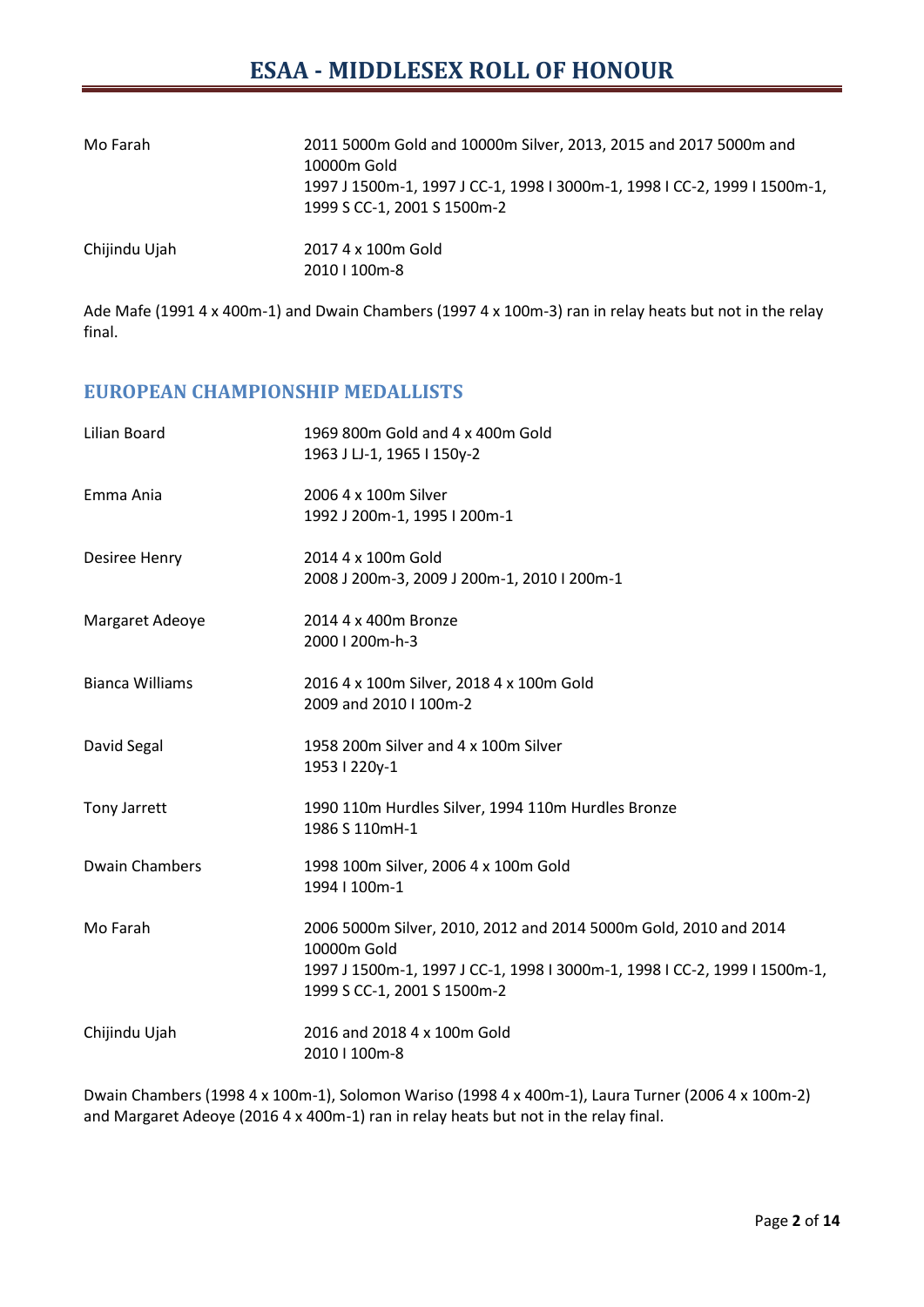| | |
|---|---|
| Mo Farah | 2011 5000m Gold and 10000m Silver, 2013, 2015 and 2017 5000m and 10000m Gold<br>1997 J 1500m-1, 1997 J CC-1, 1998 I 3000m-1, 1998 I CC-2, 1999 I 1500m-1, 1999 S CC-1, 2001 S 1500m-2 |
| Chijindu Ujah | 2017 4 x 100m Gold<br>2010 I 100m-8 |

Ade Mafe (1991 4 x 400m-1) and Dwain Chambers (1997 4 x 100m-3) ran in relay heats but not in the relay final.

## EUROPEAN CHAMPIONSHIP MEDALLISTS

| | |
|---|---|
| Lilian Board | 1969 800m Gold and 4 x 400m Gold<br>1963 J LJ-1, 1965 I 150y-2 |
| Emma Ania | 2006 4 x 100m Silver<br>1992 J 200m-1, 1995 I 200m-1 |
| Desiree Henry | 2014 4 x 100m Gold<br>2008 J 200m-3, 2009 J 200m-1, 2010 I 200m-1 |
| Margaret Adeoye | 2014 4 x 400m Bronze<br>2000 I 200m-h-3 |
| Bianca Williams | 2016 4 x 100m Silver, 2018 4 x 100m Gold<br>2009 and 2010 I 100m-2 |
| David Segal | 1958 200m Silver and 4 x 100m Silver<br>1953 I 220y-1 |
| Tony Jarrett | 1990 110m Hurdles Silver, 1994 110m Hurdles Bronze<br>1986 S 110mH-1 |
| Dwain Chambers | 1998 100m Silver, 2006 4 x 100m Gold<br>1994 I 100m-1 |
| Mo Farah | 2006 5000m Silver, 2010, 2012 and 2014 5000m Gold, 2010 and 2014 10000m Gold<br>1997 J 1500m-1, 1997 J CC-1, 1998 I 3000m-1, 1998 I CC-2, 1999 I 1500m-1, 1999 S CC-1, 2001 S 1500m-2 |
| Chijindu Ujah | 2016 and 2018 4 x 100m Gold<br>2010 I 100m-8 |

Dwain Chambers (1998 4 x 100m-1), Solomon Wariso (1998 4 x 400m-1), Laura Turner (2006 4 x 100m-2) and Margaret Adeoye (2016 4 x 400m-1) ran in relay heats but not in the relay final.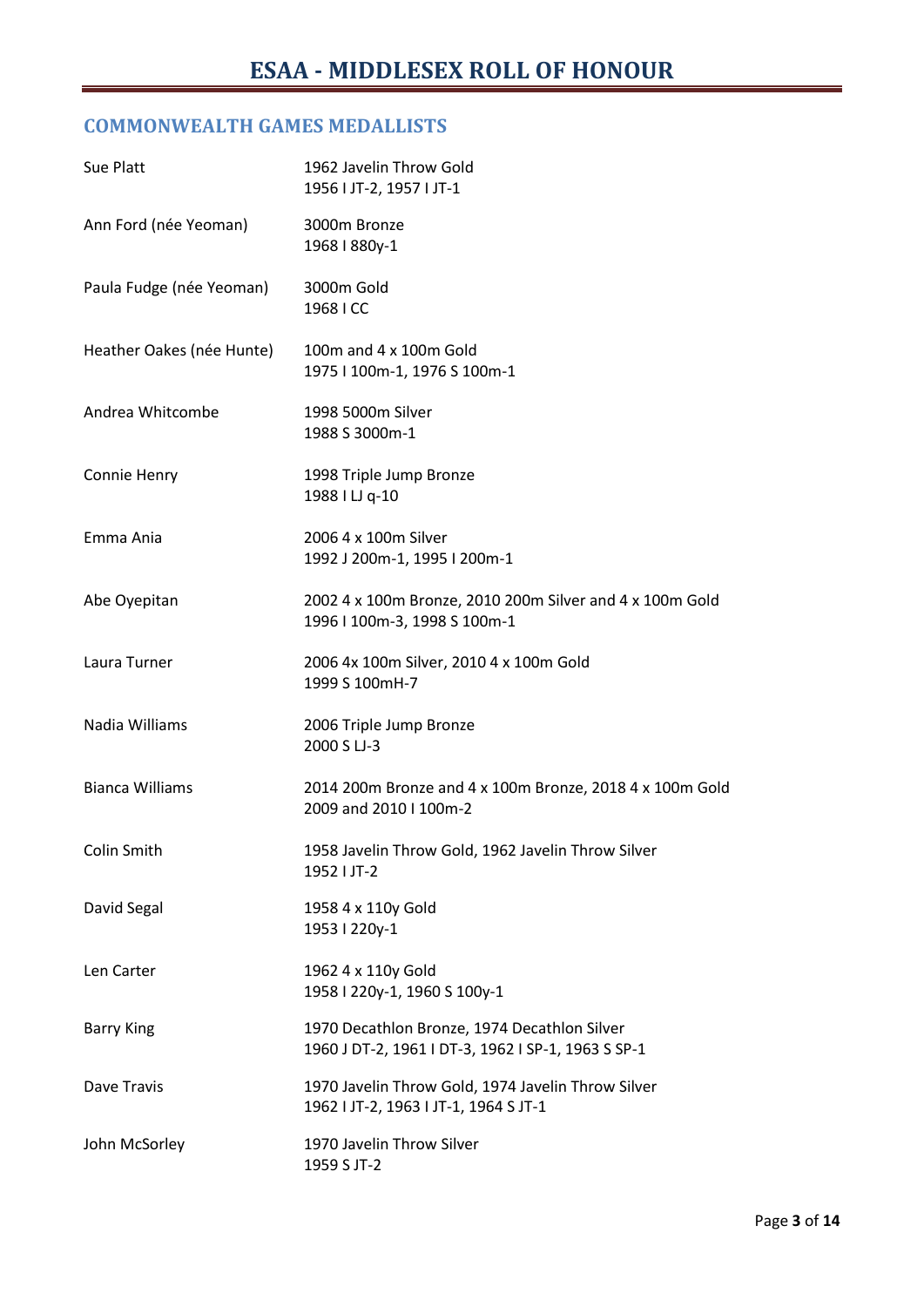# ESAA - MIDDLESEX ROLL OF HONOUR

## COMMONWEALTH GAMES MEDALLISTS

| | |
|---|---|
| Sue Platt | 1962 Javelin Throw Gold<br>1956 I JT-2, 1957 I JT-1 |
| Ann Ford (née Yeoman) | 3000m Bronze<br>1968 I 880y-1 |
| Paula Fudge (née Yeoman) | 3000m Gold<br>1968 I CC |
| Heather Oakes (née Hunte) | 100m and 4 x 100m Gold<br>1975 I 100m-1, 1976 S 100m-1 |
| Andrea Whitcombe | 1998 5000m Silver<br>1988 S 3000m-1 |
| Connie Henry | 1998 Triple Jump Bronze<br>1988 I LJ q-10 |
| Emma Ania | 2006 4 x 100m Silver<br>1992 J 200m-1, 1995 I 200m-1 |
| Abe Oyepitan | 2002 4 x 100m Bronze, 2010 200m Silver and 4 x 100m Gold<br>1996 I 100m-3, 1998 S 100m-1 |
| Laura Turner | 2006 4x 100m Silver, 2010 4 x 100m Gold<br>1999 S 100mH-7 |
| Nadia Williams | 2006 Triple Jump Bronze<br>2000 S LJ-3 |
| Bianca Williams | 2014 200m Bronze and 4 x 100m Bronze, 2018 4 x 100m Gold<br>2009 and 2010 I 100m-2 |
| Colin Smith | 1958 Javelin Throw Gold, 1962 Javelin Throw Silver<br>1952 I JT-2 |
| David Segal | 1958 4 x 110y Gold<br>1953 I 220y-1 |
| Len Carter | 1962 4 x 110y Gold<br>1958 I 220y-1, 1960 S 100y-1 |
| Barry King | 1970 Decathlon Bronze, 1974 Decathlon Silver<br>1960 J DT-2, 1961 I DT-3, 1962 I SP-1, 1963 S SP-1 |
| Dave Travis | 1970 Javelin Throw Gold, 1974 Javelin Throw Silver<br>1962 I JT-2, 1963 I JT-1, 1964 S JT-1 |
| John McSorley | 1970 Javelin Throw Silver<br>1959 S JT-2 |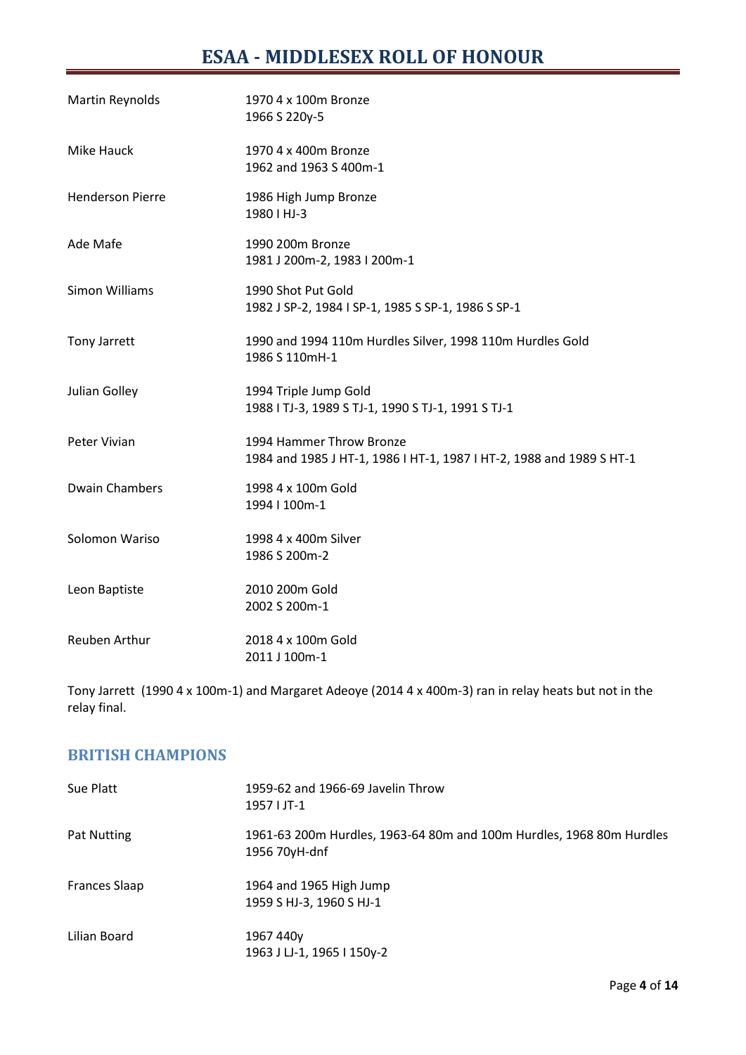# ESAA - MIDDLESEX ROLL OF HONOUR

| | |
|---|---|
| Martin Reynolds | 1970 4 x 100m Bronze<br>1966 S 220y-5 |
| Mike Hauck | 1970 4 x 400m Bronze<br>1962 and 1963 S 400m-1 |
| Henderson Pierre | 1986 High Jump Bronze<br>1980 I HJ-3 |
| Ade Mafe | 1990 200m Bronze<br>1981 J 200m-2, 1983 I 200m-1 |
| Simon Williams | 1990 Shot Put Gold<br>1982 J SP-2, 1984 I SP-1, 1985 S SP-1, 1986 S SP-1 |
| Tony Jarrett | 1990 and 1994 110m Hurdles Silver, 1998 110m Hurdles Gold<br>1986 S 110mH-1 |
| Julian Golley | 1994 Triple Jump Gold<br>1988 I TJ-3, 1989 S TJ-1, 1990 S TJ-1, 1991 S TJ-1 |
| Peter Vivian | 1994 Hammer Throw Bronze<br>1984 and 1985 J HT-1, 1986 I HT-1, 1987 I HT-2, 1988 and 1989 S HT-1 |
| Dwain Chambers | 1998 4 x 100m Gold<br>1994 I 100m-1 |
| Solomon Wariso | 1998 4 x 400m Silver<br>1986 S 200m-2 |
| Leon Baptiste | 2010 200m Gold<br>2002 S 200m-1 |
| Reuben Arthur | 2018 4 x 100m Gold<br>2011 J 100m-1 |

Tony Jarrett (1990 4 x 100m-1) and Margaret Adeoye (2014 4 x 400m-3) ran in relay heats but not in the relay final.

## BRITISH CHAMPIONS

| | |
|---|---|
| Sue Platt | 1959-62 and 1966-69 Javelin Throw<br>1957 I JT-1 |
| Pat Nutting | 1961-63 200m Hurdles, 1963-64 80m and 100m Hurdles, 1968 80m Hurdles<br>1956 70yH-dnf |
| Frances Slaap | 1964 and 1965 High Jump<br>1959 S HJ-3, 1960 S HJ-1 |
| Lilian Board | 1967 440y<br>1963 J LJ-1, 1965 I 150y-2 |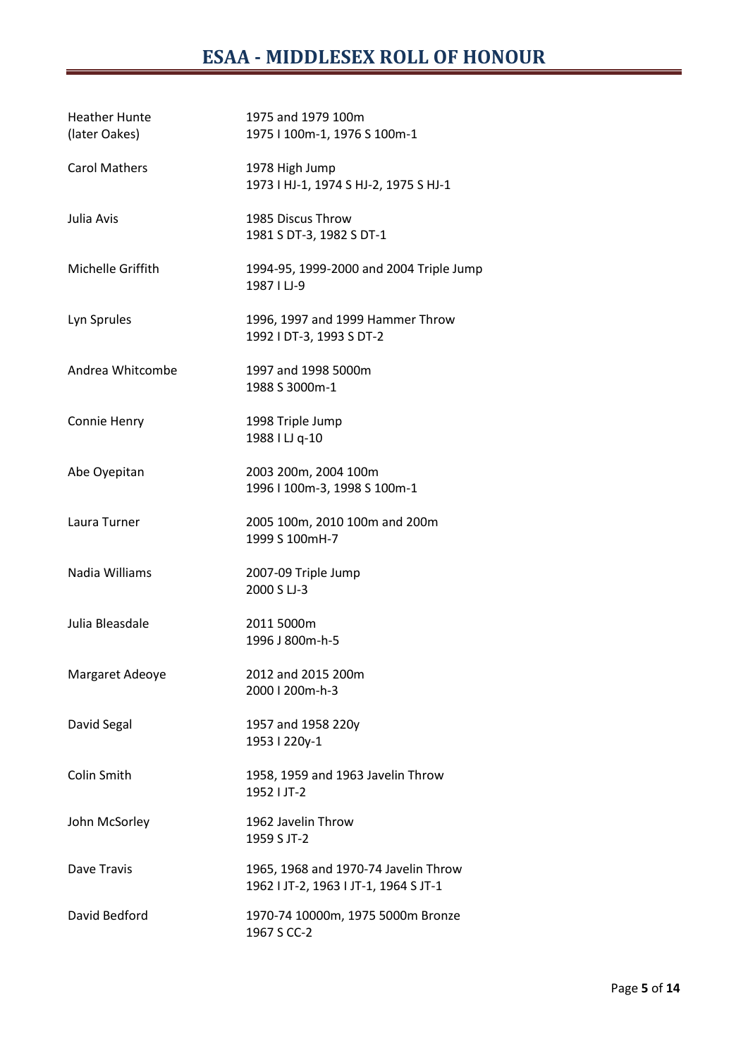# ESAA - MIDDLESEX ROLL OF HONOUR

| | |
|---|---|
| Heather Hunte (later Oakes) | 1975 and 1979 100m<br>1975 I 100m-1, 1976 S 100m-1 |
| Carol Mathers | 1978 High Jump<br>1973 I HJ-1, 1974 S HJ-2, 1975 S HJ-1 |
| Julia Avis | 1985 Discus Throw<br>1981 S DT-3, 1982 S DT-1 |
| Michelle Griffith | 1994-95, 1999-2000 and 2004 Triple Jump<br>1987 I LJ-9 |
| Lyn Sprules | 1996, 1997 and 1999 Hammer Throw<br>1992 I DT-3, 1993 S DT-2 |
| Andrea Whitcombe | 1997 and 1998 5000m<br>1988 S 3000m-1 |
| Connie Henry | 1998 Triple Jump<br>1988 I LJ q-10 |
| Abe Oyepitan | 2003 200m, 2004 100m<br>1996 I 100m-3, 1998 S 100m-1 |
| Laura Turner | 2005 100m, 2010 100m and 200m<br>1999 S 100mH-7 |
| Nadia Williams | 2007-09 Triple Jump<br>2000 S LJ-3 |
| Julia Bleasdale | 2011 5000m<br>1996 J 800m-h-5 |
| Margaret Adeoye | 2012 and 2015 200m<br>2000 I 200m-h-3 |
| David Segal | 1957 and 1958 220y<br>1953 I 220y-1 |
| Colin Smith | 1958, 1959 and 1963 Javelin Throw<br>1952 I JT-2 |
| John McSorley | 1962 Javelin Throw<br>1959 S JT-2 |
| Dave Travis | 1965, 1968 and 1970-74 Javelin Throw<br>1962 I JT-2, 1963 I JT-1, 1964 S JT-1 |
| David Bedford | 1970-74 10000m, 1975 5000m Bronze<br>1967 S CC-2 |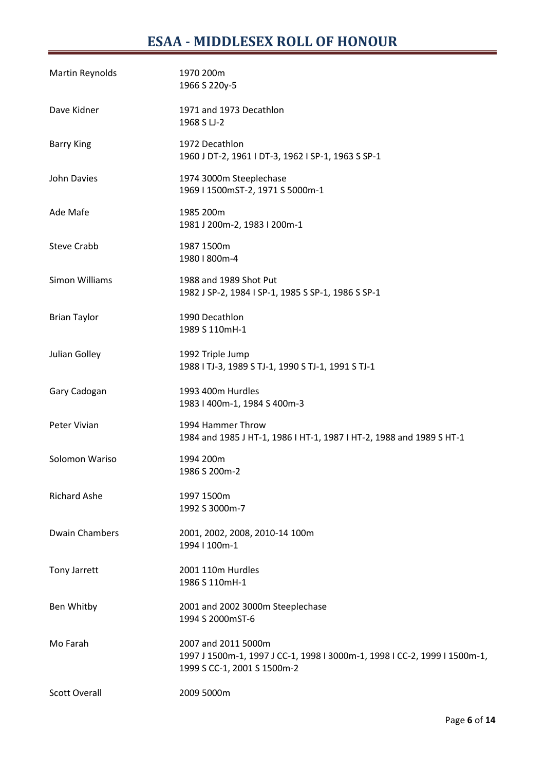# ESAA - MIDDLESEX ROLL OF HONOUR

| | |
|---|---|
| Martin Reynolds | 1970 200m<br>1966 S 220y-5 |
| Dave Kidner | 1971 and 1973 Decathlon<br>1968 S LJ-2 |
| Barry King | 1972 Decathlon<br>1960 J DT-2, 1961 I DT-3, 1962 I SP-1, 1963 S SP-1 |
| John Davies | 1974 3000m Steeplechase<br>1969 I 1500mST-2, 1971 S 5000m-1 |
| Ade Mafe | 1985 200m<br>1981 J 200m-2, 1983 I 200m-1 |
| Steve Crabb | 1987 1500m<br>1980 I 800m-4 |
| Simon Williams | 1988 and 1989 Shot Put<br>1982 J SP-2, 1984 I SP-1, 1985 S SP-1, 1986 S SP-1 |
| Brian Taylor | 1990 Decathlon<br>1989 S 110mH-1 |
| Julian Golley | 1992 Triple Jump<br>1988 I TJ-3, 1989 S TJ-1, 1990 S TJ-1, 1991 S TJ-1 |
| Gary Cadogan | 1993 400m Hurdles<br>1983 I 400m-1, 1984 S 400m-3 |
| Peter Vivian | 1994 Hammer Throw<br>1984 and 1985 J HT-1, 1986 I HT-1, 1987 I HT-2, 1988 and 1989 S HT-1 |
| Solomon Wariso | 1994 200m<br>1986 S 200m-2 |
| Richard Ashe | 1997 1500m<br>1992 S 3000m-7 |
| Dwain Chambers | 2001, 2002, 2008, 2010-14 100m<br>1994 I 100m-1 |
| Tony Jarrett | 2001 110m Hurdles<br>1986 S 110mH-1 |
| Ben Whitby | 2001 and 2002 3000m Steeplechase<br>1994 S 2000mST-6 |
| Mo Farah | 2007 and 2011 5000m<br>1997 J 1500m-1, 1997 J CC-1, 1998 I 3000m-1, 1998 I CC-2, 1999 I 1500m-1, 1999 S CC-1, 2001 S 1500m-2 |
| Scott Overall | 2009 5000m |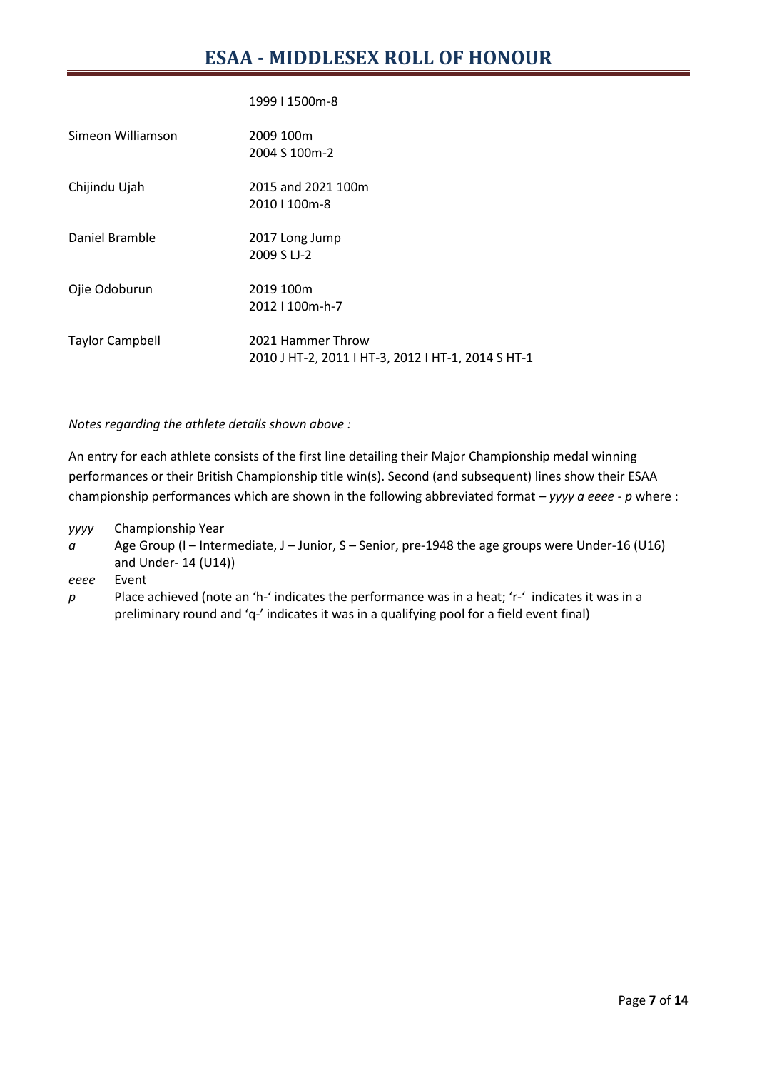| | |
|---|---|
| | 1999 I 1500m-8 |
| Simeon Williamson | 2009 100m<br>2004 S 100m-2 |
| Chijindu Ujah | 2015 and 2021 100m<br>2010 I 100m-8 |
| Daniel Bramble | 2017 Long Jump<br>2009 S LJ-2 |
| Ojie Odoburun | 2019 100m<br>2012 I 100m-h-7 |
| Taylor Campbell | 2021 Hammer Throw<br>2010 J HT-2, 2011 I HT-3, 2012 I HT-1, 2014 S HT-1 |

*Notes regarding the athlete details shown above :*

An entry for each athlete consists of the first line detailing their Major Championship medal winning performances or their British Championship title win(s). Second (and subsequent) lines show their ESAA championship performances which are shown in the following abbreviated format – *yyyy a eeee - p* where :

- *yyyy* Championship Year
- *a* Age Group (I – Intermediate, J – Junior, S – Senior, pre-1948 the age groups were Under-16 (U16) and Under- 14 (U14))
- *eeee* Event
- *p* Place achieved (note an 'h-' indicates the performance was in a heat; 'r-' indicates it was in a preliminary round and 'q-' indicates it was in a qualifying pool for a field event final)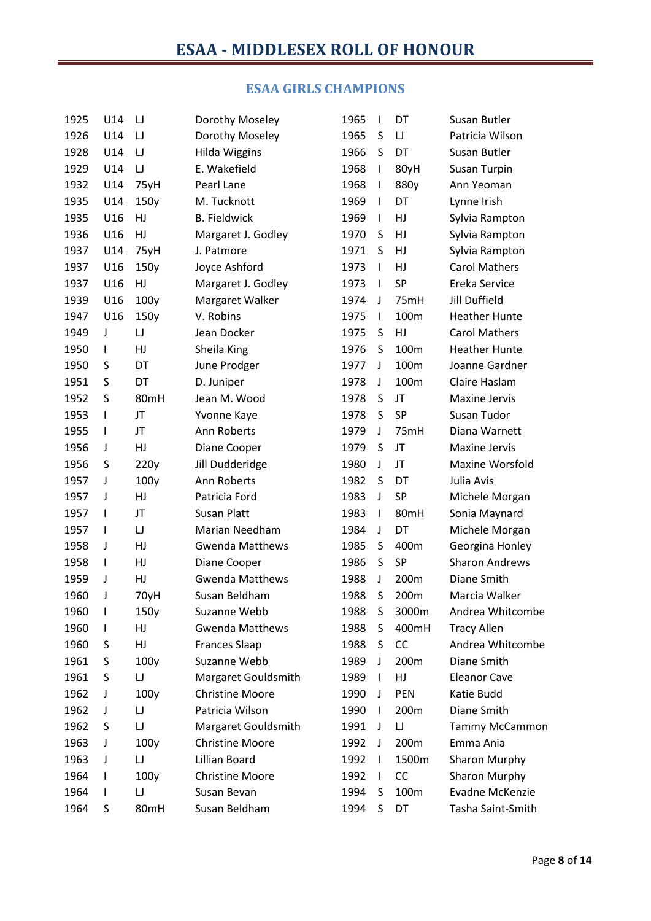# ESAA - MIDDLESEX ROLL OF HONOUR

## ESAA GIRLS CHAMPIONS

| | | | |
|---|---|---|---|
| 1925 | U14 | LJ | Dorothy Moseley |
| 1926 | U14 | LJ | Dorothy Moseley |
| 1928 | U14 | LJ | Hilda Wiggins |
| 1929 | U14 | LJ | E. Wakefield |
| 1932 | U14 | 75yH | Pearl Lane |
| 1935 | U14 | 150y | M. Tucknott |
| 1935 | U16 | HJ | B. Fieldwick |
| 1936 | U16 | HJ | Margaret J. Godley |
| 1937 | U14 | 75yH | J. Patmore |
| 1937 | U16 | 150y | Joyce Ashford |
| 1937 | U16 | HJ | Margaret J. Godley |
| 1939 | U16 | 100y | Margaret Walker |
| 1947 | U16 | 150y | V. Robins |
| 1949 | J | LJ | Jean Docker |
| 1950 | I | HJ | Sheila King |
| 1950 | S | DT | June Prodger |
| 1951 | S | DT | D. Juniper |
| 1952 | S | 80mH | Jean M. Wood |
| 1953 | I | JT | Yvonne Kaye |
| 1955 | I | JT | Ann Roberts |
| 1956 | J | HJ | Diane Cooper |
| 1956 | S | 220y | Jill Dudderidge |
| 1957 | J | 100y | Ann Roberts |
| 1957 | J | HJ | Patricia Ford |
| 1957 | I | JT | Susan Platt |
| 1957 | I | LJ | Marian Needham |
| 1958 | J | HJ | Gwenda Matthews |
| 1958 | I | HJ | Diane Cooper |
| 1959 | J | HJ | Gwenda Matthews |
| 1960 | J | 70yH | Susan Beldham |
| 1960 | I | 150y | Suzanne Webb |
| 1960 | I | HJ | Gwenda Matthews |
| 1960 | S | HJ | Frances Slaap |
| 1961 | S | 100y | Suzanne Webb |
| 1961 | S | LJ | Margaret Gouldsmith |
| 1962 | J | 100y | Christine Moore |
| 1962 | J | LJ | Patricia Wilson |
| 1962 | S | LJ | Margaret Gouldsmith |
| 1963 | J | 100y | Christine Moore |
| 1963 | J | LJ | Lillian Board |
| 1964 | I | 100y | Christine Moore |
| 1964 | I | LJ | Susan Bevan |
| 1964 | S | 80mH | Susan Beldham |
| 1965 | I | DT | Susan Butler |
| 1965 | S | LJ | Patricia Wilson |
| 1966 | S | DT | Susan Butler |
| 1968 | I | 80yH | Susan Turpin |
| 1968 | I | 880y | Ann Yeoman |
| 1969 | I | DT | Lynne Irish |
| 1969 | I | HJ | Sylvia Rampton |
| 1970 | S | HJ | Sylvia Rampton |
| 1971 | S | HJ | Sylvia Rampton |
| 1973 | I | HJ | Carol Mathers |
| 1973 | I | SP | Ereka Service |
| 1974 | J | 75mH | Jill Duffield |
| 1975 | I | 100m | Heather Hunte |
| 1975 | S | HJ | Carol Mathers |
| 1976 | S | 100m | Heather Hunte |
| 1977 | J | 100m | Joanne Gardner |
| 1978 | J | 100m | Claire Haslam |
| 1978 | S | JT | Maxine Jervis |
| 1978 | S | SP | Susan Tudor |
| 1979 | J | 75mH | Diana Warnett |
| 1979 | S | JT | Maxine Jervis |
| 1980 | J | JT | Maxine Worsfold |
| 1982 | S | DT | Julia Avis |
| 1983 | J | SP | Michele Morgan |
| 1983 | I | 80mH | Sonia Maynard |
| 1984 | J | DT | Michele Morgan |
| 1985 | S | 400m | Georgina Honley |
| 1986 | S | SP | Sharon Andrews |
| 1988 | J | 200m | Diane Smith |
| 1988 | S | 200m | Marcia Walker |
| 1988 | S | 3000m | Andrea Whitcombe |
| 1988 | S | 400mH | Tracy Allen |
| 1988 | S | CC | Andrea Whitcombe |
| 1989 | J | 200m | Diane Smith |
| 1989 | I | HJ | Eleanor Cave |
| 1990 | J | PEN | Katie Budd |
| 1990 | I | 200m | Diane Smith |
| 1991 | J | LJ | Tammy McCammon |
| 1992 | J | 200m | Emma Ania |
| 1992 | I | 1500m | Sharon Murphy |
| 1992 | I | CC | Sharon Murphy |
| 1994 | S | 100m | Evadne McKenzie |
| 1994 | S | DT | Tasha Saint-Smith |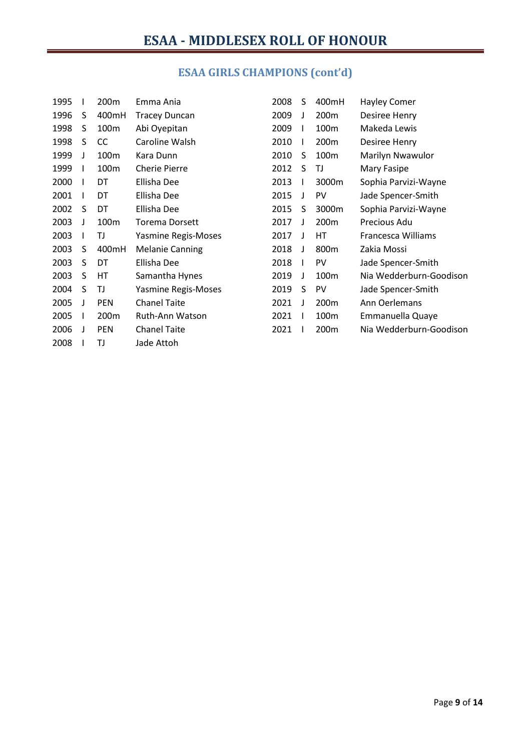# ESAA - MIDDLESEX ROLL OF HONOUR

## ESAA GIRLS CHAMPIONS (cont'd)

| | | | |
|---|---|---|---|
| 1995 | I | 200m | Emma Ania |
| 1996 | S | 400mH | Tracey Duncan |
| 1998 | S | 100m | Abi Oyepitan |
| 1998 | S | CC | Caroline Walsh |
| 1999 | J | 100m | Kara Dunn |
| 1999 | I | 100m | Cherie Pierre |
| 2000 | I | DT | Ellisha Dee |
| 2001 | I | DT | Ellisha Dee |
| 2002 | S | DT | Ellisha Dee |
| 2003 | J | 100m | Torema Dorsett |
| 2003 | I | TJ | Yasmine Regis-Moses |
| 2003 | S | 400mH | Melanie Canning |
| 2003 | S | DT | Ellisha Dee |
| 2003 | S | HT | Samantha Hynes |
| 2004 | S | TJ | Yasmine Regis-Moses |
| 2005 | J | PEN | Chanel Taite |
| 2005 | I | 200m | Ruth-Ann Watson |
| 2006 | J | PEN | Chanel Taite |
| 2008 | I | TJ | Jade Attoh |
| 2008 | S | 400mH | Hayley Comer |
| 2009 | J | 200m | Desiree Henry |
| 2009 | I | 100m | Makeda Lewis |
| 2010 | I | 200m | Desiree Henry |
| 2010 | S | 100m | Marilyn Nwawulor |
| 2012 | S | TJ | Mary Fasipe |
| 2013 | I | 3000m | Sophia Parvizi-Wayne |
| 2015 | J | PV | Jade Spencer-Smith |
| 2015 | S | 3000m | Sophia Parvizi-Wayne |
| 2017 | J | 200m | Precious Adu |
| 2017 | J | HT | Francesca Williams |
| 2018 | J | 800m | Zakia Mossi |
| 2018 | I | PV | Jade Spencer-Smith |
| 2019 | J | 100m | Nia Wedderburn-Goodison |
| 2019 | S | PV | Jade Spencer-Smith |
| 2021 | J | 200m | Ann Oerlemans |
| 2021 | I | 100m | Emmanuella Quaye |
| 2021 | I | 200m | Nia Wedderburn-Goodison |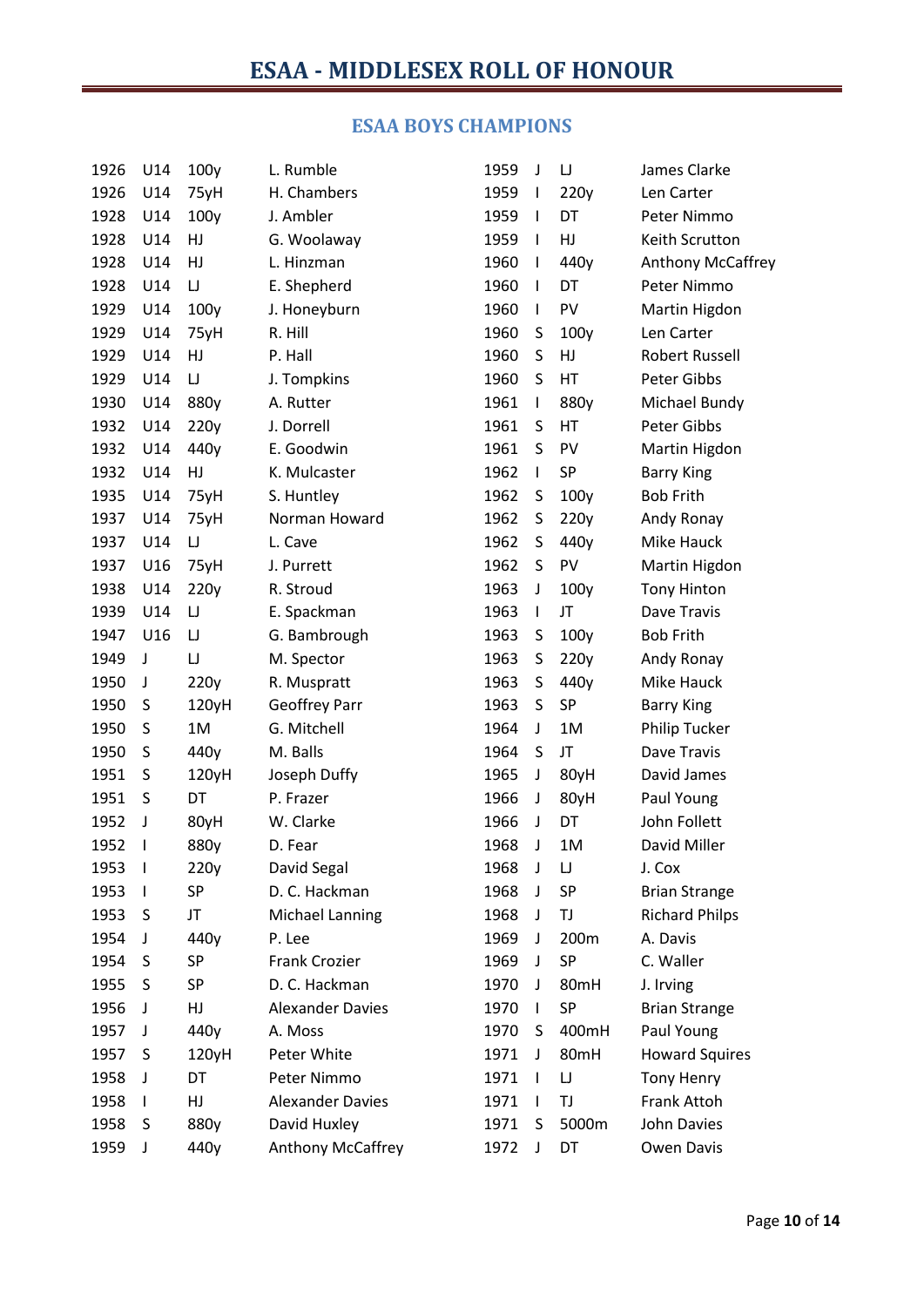# ESAA - MIDDLESEX ROLL OF HONOUR

## ESAA BOYS CHAMPIONS

| | | | |
|---|---|---|---|
| 1926 | U14 | 100y | L. Rumble |
| 1926 | U14 | 75yH | H. Chambers |
| 1928 | U14 | 100y | J. Ambler |
| 1928 | U14 | HJ | G. Woolaway |
| 1928 | U14 | HJ | L. Hinzman |
| 1928 | U14 | LJ | E. Shepherd |
| 1929 | U14 | 100y | J. Honeyburn |
| 1929 | U14 | 75yH | R. Hill |
| 1929 | U14 | HJ | P. Hall |
| 1929 | U14 | LJ | J. Tompkins |
| 1930 | U14 | 880y | A. Rutter |
| 1932 | U14 | 220y | J. Dorrell |
| 1932 | U14 | 440y | E. Goodwin |
| 1932 | U14 | HJ | K. Mulcaster |
| 1935 | U14 | 75yH | S. Huntley |
| 1937 | U14 | 75yH | Norman Howard |
| 1937 | U14 | LJ | L. Cave |
| 1937 | U16 | 75yH | J. Purrett |
| 1938 | U14 | 220y | R. Stroud |
| 1939 | U14 | LJ | E. Spackman |
| 1947 | U16 | LJ | G. Bambrough |
| 1949 | J | LJ | M. Spector |
| 1950 | J | 220y | R. Muspratt |
| 1950 | S | 120yH | Geoffrey Parr |
| 1950 | S | 1M | G. Mitchell |
| 1950 | S | 440y | M. Balls |
| 1951 | S | 120yH | Joseph Duffy |
| 1951 | S | DT | P. Frazer |
| 1952 | J | 80yH | W. Clarke |
| 1952 | I | 880y | D. Fear |
| 1953 | I | 220y | David Segal |
| 1953 | I | SP | D. C. Hackman |
| 1953 | S | JT | Michael Lanning |
| 1954 | J | 440y | P. Lee |
| 1954 | S | SP | Frank Crozier |
| 1955 | S | SP | D. C. Hackman |
| 1956 | J | HJ | Alexander Davies |
| 1957 | J | 440y | A. Moss |
| 1957 | S | 120yH | Peter White |
| 1958 | J | DT | Peter Nimmo |
| 1958 | I | HJ | Alexander Davies |
| 1958 | S | 880y | David Huxley |
| 1959 | J | 440y | Anthony McCaffrey |
| 1959 | J | LJ | James Clarke |
| 1959 | I | 220y | Len Carter |
| 1959 | I | DT | Peter Nimmo |
| 1959 | I | HJ | Keith Scrutton |
| 1960 | I | 440y | Anthony McCaffrey |
| 1960 | I | DT | Peter Nimmo |
| 1960 | I | PV | Martin Higdon |
| 1960 | S | 100y | Len Carter |
| 1960 | S | HJ | Robert Russell |
| 1960 | S | HT | Peter Gibbs |
| 1961 | I | 880y | Michael Bundy |
| 1961 | S | HT | Peter Gibbs |
| 1961 | S | PV | Martin Higdon |
| 1962 | I | SP | Barry King |
| 1962 | S | 100y | Bob Frith |
| 1962 | S | 220y | Andy Ronay |
| 1962 | S | 440y | Mike Hauck |
| 1962 | S | PV | Martin Higdon |
| 1963 | J | 100y | Tony Hinton |
| 1963 | I | JT | Dave Travis |
| 1963 | S | 100y | Bob Frith |
| 1963 | S | 220y | Andy Ronay |
| 1963 | S | 440y | Mike Hauck |
| 1963 | S | SP | Barry King |
| 1964 | J | 1M | Philip Tucker |
| 1964 | S | JT | Dave Travis |
| 1965 | J | 80yH | David James |
| 1966 | J | 80yH | Paul Young |
| 1966 | J | DT | John Follett |
| 1968 | J | 1M | David Miller |
| 1968 | J | LJ | J. Cox |
| 1968 | J | SP | Brian Strange |
| 1968 | J | TJ | Richard Philps |
| 1969 | J | 200m | A. Davis |
| 1969 | J | SP | C. Waller |
| 1970 | J | 80mH | J. Irving |
| 1970 | I | SP | Brian Strange |
| 1970 | S | 400mH | Paul Young |
| 1971 | J | 80mH | Howard Squires |
| 1971 | I | LJ | Tony Henry |
| 1971 | I | TJ | Frank Attoh |
| 1971 | S | 5000m | John Davies |
| 1972 | J | DT | Owen Davis |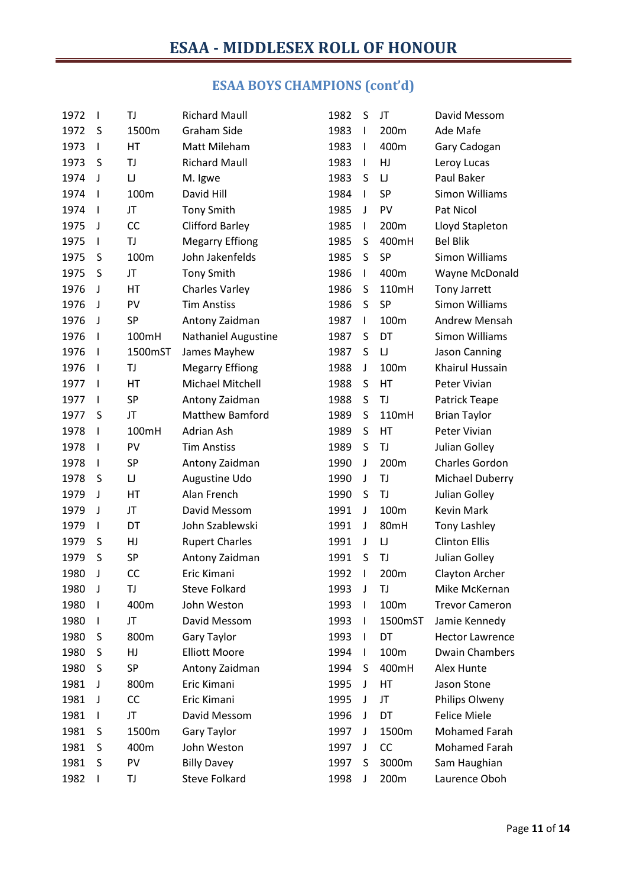# ESAA - MIDDLESEX ROLL OF HONOUR

## ESAA BOYS CHAMPIONS (cont'd)

| | | | |
|---|---|---|---|
| 1972 | I | TJ | Richard Maull |
| 1972 | S | 1500m | Graham Side |
| 1973 | I | HT | Matt Mileham |
| 1973 | S | TJ | Richard Maull |
| 1974 | J | LJ | M. Igwe |
| 1974 | I | 100m | David Hill |
| 1974 | I | JT | Tony Smith |
| 1975 | J | CC | Clifford Barley |
| 1975 | I | TJ | Megarry Effiong |
| 1975 | S | 100m | John Jakenfelds |
| 1975 | S | JT | Tony Smith |
| 1976 | J | HT | Charles Varley |
| 1976 | J | PV | Tim Anstiss |
| 1976 | J | SP | Antony Zaidman |
| 1976 | I | 100mH | Nathaniel Augustine |
| 1976 | I | 1500mST | James Mayhew |
| 1976 | I | TJ | Megarry Effiong |
| 1977 | I | HT | Michael Mitchell |
| 1977 | I | SP | Antony Zaidman |
| 1977 | S | JT | Matthew Bamford |
| 1978 | I | 100mH | Adrian Ash |
| 1978 | I | PV | Tim Anstiss |
| 1978 | I | SP | Antony Zaidman |
| 1978 | S | LJ | Augustine Udo |
| 1979 | J | HT | Alan French |
| 1979 | J | JT | David Messom |
| 1979 | I | DT | John Szablewski |
| 1979 | S | HJ | Rupert Charles |
| 1979 | S | SP | Antony Zaidman |
| 1980 | J | CC | Eric Kimani |
| 1980 | J | TJ | Steve Folkard |
| 1980 | I | 400m | John Weston |
| 1980 | I | JT | David Messom |
| 1980 | S | 800m | Gary Taylor |
| 1980 | S | HJ | Elliott Moore |
| 1980 | S | SP | Antony Zaidman |
| 1981 | J | 800m | Eric Kimani |
| 1981 | J | CC | Eric Kimani |
| 1981 | I | JT | David Messom |
| 1981 | S | 1500m | Gary Taylor |
| 1981 | S | 400m | John Weston |
| 1981 | S | PV | Billy Davey |
| 1982 | I | TJ | Steve Folkard |
| 1982 | S | JT | David Messom |
| 1983 | I | 200m | Ade Mafe |
| 1983 | I | 400m | Gary Cadogan |
| 1983 | I | HJ | Leroy Lucas |
| 1983 | S | LJ | Paul Baker |
| 1984 | I | SP | Simon Williams |
| 1985 | J | PV | Pat Nicol |
| 1985 | I | 200m | Lloyd Stapleton |
| 1985 | S | 400mH | Bel Blik |
| 1985 | S | SP | Simon Williams |
| 1986 | I | 400m | Wayne McDonald |
| 1986 | S | 110mH | Tony Jarrett |
| 1986 | S | SP | Simon Williams |
| 1987 | I | 100m | Andrew Mensah |
| 1987 | S | DT | Simon Williams |
| 1987 | S | LJ | Jason Canning |
| 1988 | J | 100m | Khairul Hussain |
| 1988 | S | HT | Peter Vivian |
| 1988 | S | TJ | Patrick Teape |
| 1989 | S | 110mH | Brian Taylor |
| 1989 | S | HT | Peter Vivian |
| 1989 | S | TJ | Julian Golley |
| 1990 | J | 200m | Charles Gordon |
| 1990 | J | TJ | Michael Duberry |
| 1990 | S | TJ | Julian Golley |
| 1991 | J | 100m | Kevin Mark |
| 1991 | J | 80mH | Tony Lashley |
| 1991 | J | LJ | Clinton Ellis |
| 1991 | S | TJ | Julian Golley |
| 1992 | I | 200m | Clayton Archer |
| 1993 | J | TJ | Mike McKernan |
| 1993 | I | 100m | Trevor Cameron |
| 1993 | I | 1500mST | Jamie Kennedy |
| 1993 | I | DT | Hector Lawrence |
| 1994 | I | 100m | Dwain Chambers |
| 1994 | S | 400mH | Alex Hunte |
| 1995 | J | HT | Jason Stone |
| 1995 | J | JT | Philips Olweny |
| 1996 | J | DT | Felice Miele |
| 1997 | J | 1500m | Mohamed Farah |
| 1997 | J | CC | Mohamed Farah |
| 1997 | S | 3000m | Sam Haughian |
| 1998 | J | 200m | Laurence Oboh |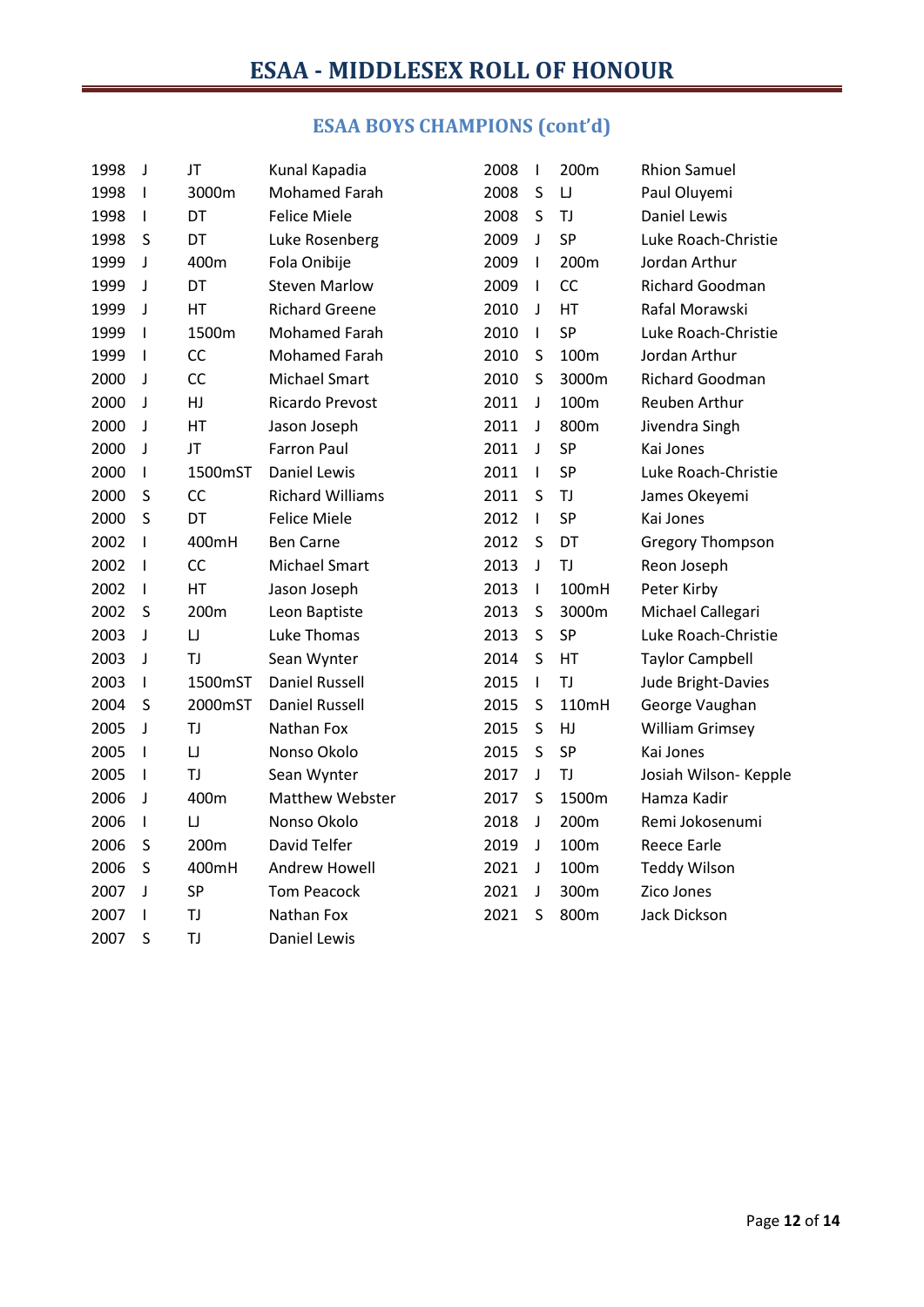# ESAA - MIDDLESEX ROLL OF HONOUR

## ESAA BOYS CHAMPIONS (cont'd)

| | | | |
|---|---|---|---|
| 1998 | J | JT | Kunal Kapadia |
| 1998 | I | 3000m | Mohamed Farah |
| 1998 | I | DT | Felice Miele |
| 1998 | S | DT | Luke Rosenberg |
| 1999 | J | 400m | Fola Onibije |
| 1999 | J | DT | Steven Marlow |
| 1999 | J | HT | Richard Greene |
| 1999 | I | 1500m | Mohamed Farah |
| 1999 | I | CC | Mohamed Farah |
| 2000 | J | CC | Michael Smart |
| 2000 | J | HJ | Ricardo Prevost |
| 2000 | J | HT | Jason Joseph |
| 2000 | J | JT | Farron Paul |
| 2000 | I | 1500mST | Daniel Lewis |
| 2000 | S | CC | Richard Williams |
| 2000 | S | DT | Felice Miele |
| 2002 | I | 400mH | Ben Carne |
| 2002 | I | CC | Michael Smart |
| 2002 | I | HT | Jason Joseph |
| 2002 | S | 200m | Leon Baptiste |
| 2003 | J | LJ | Luke Thomas |
| 2003 | J | TJ | Sean Wynter |
| 2003 | I | 1500mST | Daniel Russell |
| 2004 | S | 2000mST | Daniel Russell |
| 2005 | J | TJ | Nathan Fox |
| 2005 | I | LJ | Nonso Okolo |
| 2005 | I | TJ | Sean Wynter |
| 2006 | J | 400m | Matthew Webster |
| 2006 | I | LJ | Nonso Okolo |
| 2006 | S | 200m | David Telfer |
| 2006 | S | 400mH | Andrew Howell |
| 2007 | J | SP | Tom Peacock |
| 2007 | I | TJ | Nathan Fox |
| 2007 | S | TJ | Daniel Lewis |
| 2008 | I | 200m | Rhion Samuel |
| 2008 | S | LJ | Paul Oluyemi |
| 2008 | S | TJ | Daniel Lewis |
| 2009 | J | SP | Luke Roach-Christie |
| 2009 | I | 200m | Jordan Arthur |
| 2009 | I | CC | Richard Goodman |
| 2010 | J | HT | Rafal Morawski |
| 2010 | I | SP | Luke Roach-Christie |
| 2010 | S | 100m | Jordan Arthur |
| 2010 | S | 3000m | Richard Goodman |
| 2011 | J | 100m | Reuben Arthur |
| 2011 | J | 800m | Jivendra Singh |
| 2011 | J | SP | Kai Jones |
| 2011 | I | SP | Luke Roach-Christie |
| 2011 | S | TJ | James Okeyemi |
| 2012 | I | SP | Kai Jones |
| 2012 | S | DT | Gregory Thompson |
| 2013 | J | TJ | Reon Joseph |
| 2013 | I | 100mH | Peter Kirby |
| 2013 | S | 3000m | Michael Callegari |
| 2013 | S | SP | Luke Roach-Christie |
| 2014 | S | HT | Taylor Campbell |
| 2015 | I | TJ | Jude Bright-Davies |
| 2015 | S | 110mH | George Vaughan |
| 2015 | S | HJ | William Grimsey |
| 2015 | S | SP | Kai Jones |
| 2017 | J | TJ | Josiah Wilson- Kepple |
| 2017 | S | 1500m | Hamza Kadir |
| 2018 | J | 200m | Remi Jokosenumi |
| 2019 | J | 100m | Reece Earle |
| 2021 | J | 100m | Teddy Wilson |
| 2021 | J | 300m | Zico Jones |
| 2021 | S | 800m | Jack Dickson |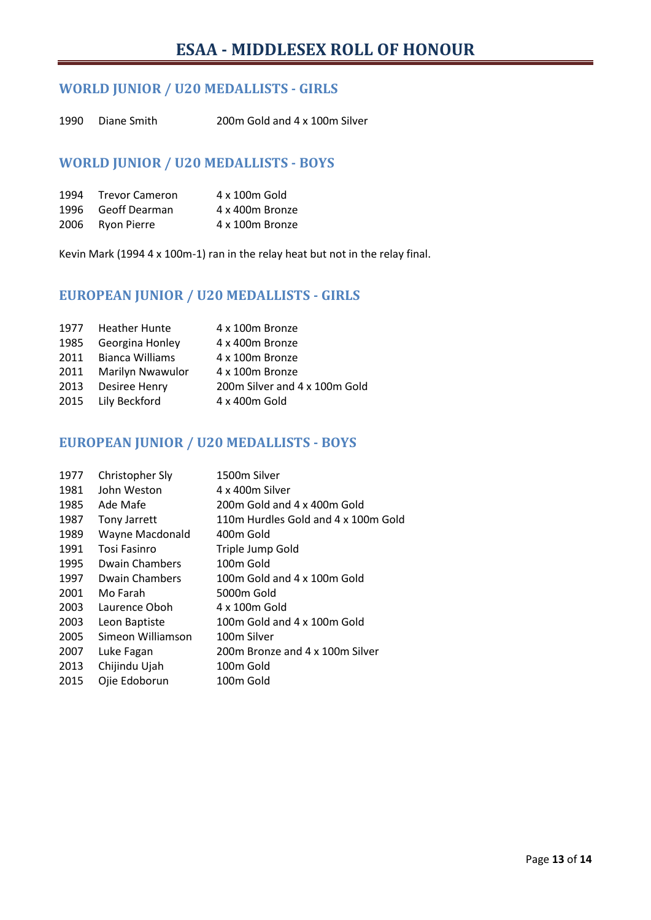# ESAA - MIDDLESEX ROLL OF HONOUR

## WORLD JUNIOR / U20 MEDALLISTS - GIRLS

| | | |
|---|---|---|
| 1990 | Diane Smith | 200m Gold and 4 x 100m Silver |

## WORLD JUNIOR / U20 MEDALLISTS - BOYS

| | | |
|---|---|---|
| 1994 | Trevor Cameron | 4 x 100m Gold |
| 1996 | Geoff Dearman | 4 x 400m Bronze |
| 2006 | Ryon Pierre | 4 x 100m Bronze |

Kevin Mark (1994 4 x 100m-1) ran in the relay heat but not in the relay final.

## EUROPEAN JUNIOR / U20 MEDALLISTS - GIRLS

| | | |
|---|---|---|
| 1977 | Heather Hunte | 4 x 100m Bronze |
| 1985 | Georgina Honley | 4 x 400m Bronze |
| 2011 | Bianca Williams | 4 x 100m Bronze |
| 2011 | Marilyn Nwawulor | 4 x 100m Bronze |
| 2013 | Desiree Henry | 200m Silver and 4 x 100m Gold |
| 2015 | Lily Beckford | 4 x 400m Gold |

## EUROPEAN JUNIOR / U20 MEDALLISTS - BOYS

| | | |
|---|---|---|
| 1977 | Christopher Sly | 1500m Silver |
| 1981 | John Weston | 4 x 400m Silver |
| 1985 | Ade Mafe | 200m Gold and 4 x 400m Gold |
| 1987 | Tony Jarrett | 110m Hurdles Gold and 4 x 100m Gold |
| 1989 | Wayne Macdonald | 400m Gold |
| 1991 | Tosi Fasinro | Triple Jump Gold |
| 1995 | Dwain Chambers | 100m Gold |
| 1997 | Dwain Chambers | 100m Gold and 4 x 100m Gold |
| 2001 | Mo Farah | 5000m Gold |
| 2003 | Laurence Oboh | 4 x 100m Gold |
| 2003 | Leon Baptiste | 100m Gold and 4 x 100m Gold |
| 2005 | Simeon Williamson | 100m Silver |
| 2007 | Luke Fagan | 200m Bronze and 4 x 100m Silver |
| 2013 | Chijindu Ujah | 100m Gold |
| 2015 | Ojie Edoborun | 100m Gold |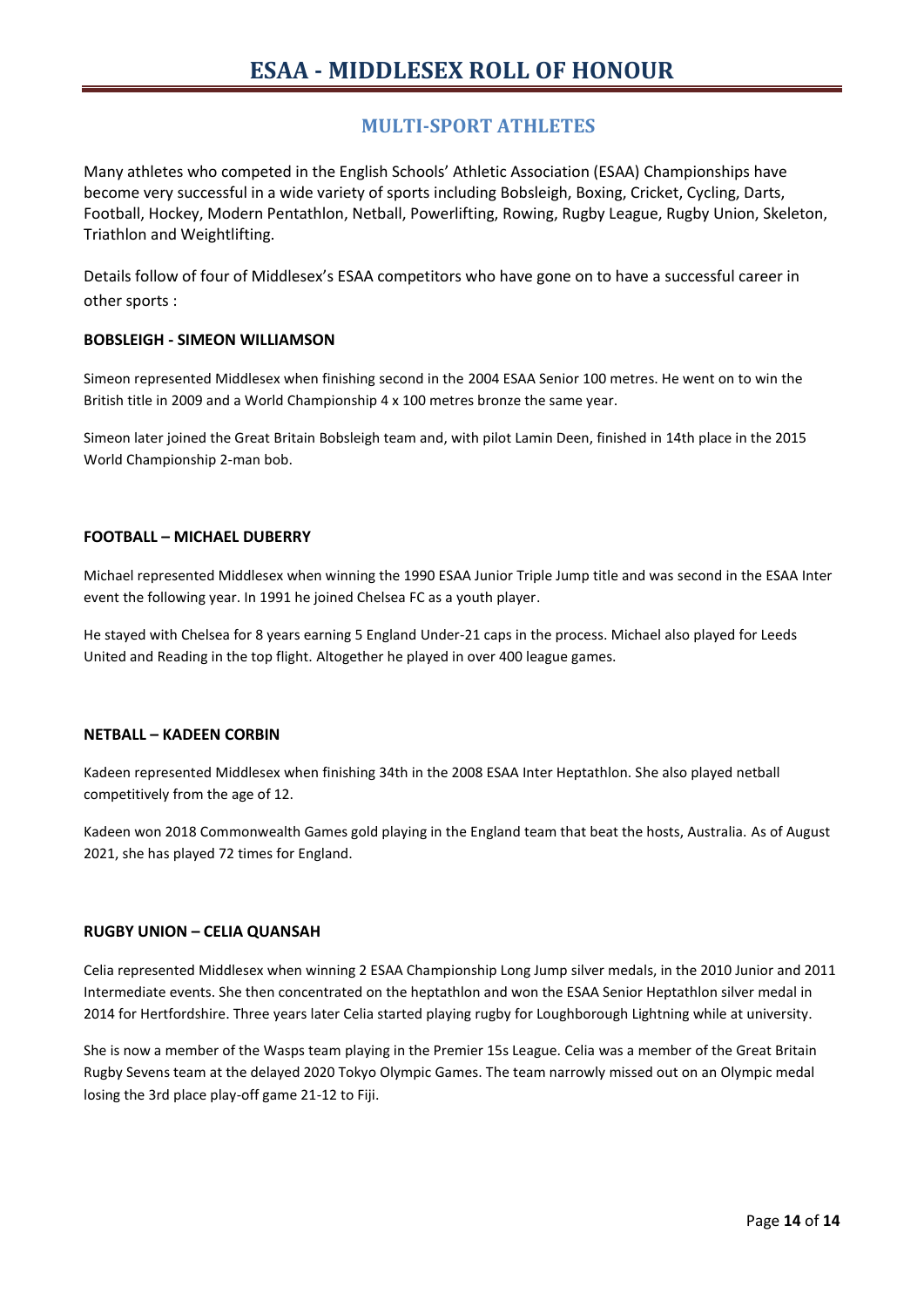# ESAA - MIDDLESEX ROLL OF HONOUR

## MULTI-SPORT ATHLETES

Many athletes who competed in the English Schools' Athletic Association (ESAA) Championships have become very successful in a wide variety of sports including Bobsleigh, Boxing, Cricket, Cycling, Darts, Football, Hockey, Modern Pentathlon, Netball, Powerlifting, Rowing, Rugby League, Rugby Union, Skeleton, Triathlon and Weightlifting.

Details follow of four of Middlesex's ESAA competitors who have gone on to have a successful career in other sports :

### BOBSLEIGH - SIMEON WILLIAMSON

Simeon represented Middlesex when finishing second in the 2004 ESAA Senior 100 metres. He went on to win the British title in 2009 and a World Championship 4 x 100 metres bronze the same year.

Simeon later joined the Great Britain Bobsleigh team and, with pilot Lamin Deen, finished in 14th place in the 2015 World Championship 2-man bob.

### FOOTBALL – MICHAEL DUBERRY

Michael represented Middlesex when winning the 1990 ESAA Junior Triple Jump title and was second in the ESAA Inter event the following year. In 1991 he joined Chelsea FC as a youth player.

He stayed with Chelsea for 8 years earning 5 England Under-21 caps in the process. Michael also played for Leeds United and Reading in the top flight. Altogether he played in over 400 league games.

### NETBALL – KADEEN CORBIN

Kadeen represented Middlesex when finishing 34th in the 2008 ESAA Inter Heptathlon. She also played netball competitively from the age of 12.

Kadeen won 2018 Commonwealth Games gold playing in the England team that beat the hosts, Australia. As of August 2021, she has played 72 times for England.

### RUGBY UNION – CELIA QUANSAH

Celia represented Middlesex when winning 2 ESAA Championship Long Jump silver medals, in the 2010 Junior and 2011 Intermediate events. She then concentrated on the heptathlon and won the ESAA Senior Heptathlon silver medal in 2014 for Hertfordshire. Three years later Celia started playing rugby for Loughborough Lightning while at university.

She is now a member of the Wasps team playing in the Premier 15s League. Celia was a member of the Great Britain Rugby Sevens team at the delayed 2020 Tokyo Olympic Games. The team narrowly missed out on an Olympic medal losing the 3rd place play-off game 21-12 to Fiji.